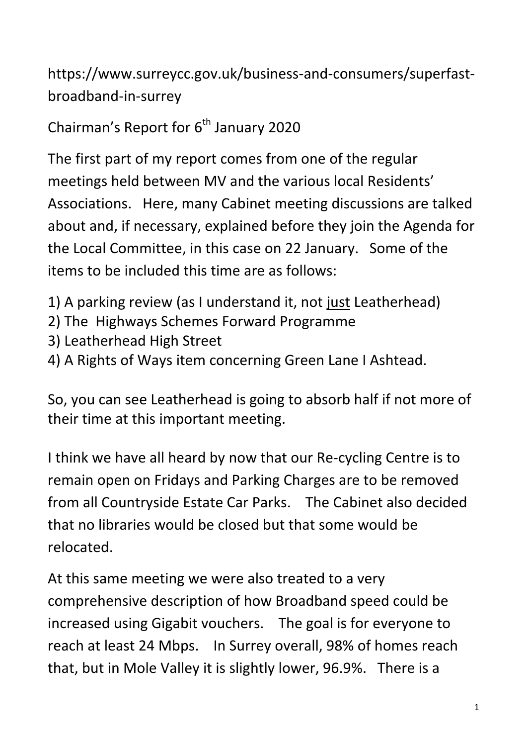https://www.surreycc.gov.uk/business-and-consumers/superfast-broadband-in-surrey

Chairman's Report for 6th January 2020

The first part of my report comes from one of the regular meetings held between MV and the various local Residents' Associations. Here, many Cabinet meeting discussions are talked about and, if necessary, explained before they join the Agenda for the Local Committee, in this case on 22 January. Some of the items to be included this time are as follows:

1) A parking review (as I understand it, not <u>just</u> Leatherhead)
2) The Highways Schemes Forward Programme
3) Leatherhead High Street
4) A Rights of Ways item concerning Green Lane I Ashtead.

So, you can see Leatherhead is going to absorb half if not more of their time at this important meeting.

I think we have all heard by now that our Re-cycling Centre is to remain open on Fridays and Parking Charges are to be removed from all Countryside Estate Car Parks. The Cabinet also decided that no libraries would be closed but that some would be relocated.

At this same meeting we were also treated to a very comprehensive description of how Broadband speed could be increased using Gigabit vouchers. The goal is for everyone to reach at least 24 Mbps. In Surrey overall, 98% of homes reach that, but in Mole Valley it is slightly lower, 96.9%. There is a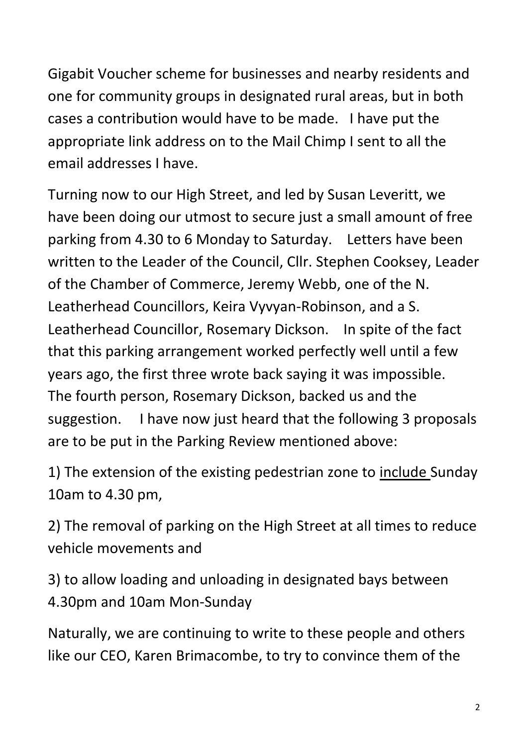Gigabit Voucher scheme for businesses and nearby residents and one for community groups in designated rural areas, but in both cases a contribution would have to be made. I have put the appropriate link address on to the Mail Chimp I sent to all the email addresses I have.

Turning now to our High Street, and led by Susan Leveritt, we have been doing our utmost to secure just a small amount of free parking from 4.30 to 6 Monday to Saturday. Letters have been written to the Leader of the Council, Cllr. Stephen Cooksey, Leader of the Chamber of Commerce, Jeremy Webb, one of the N. Leatherhead Councillors, Keira Vyvyan-Robinson, and a S. Leatherhead Councillor, Rosemary Dickson. In spite of the fact that this parking arrangement worked perfectly well until a few years ago, the first three wrote back saying it was impossible. The fourth person, Rosemary Dickson, backed us and the suggestion. I have now just heard that the following 3 proposals are to be put in the Parking Review mentioned above:

1) The extension of the existing pedestrian zone to <u>include</u> Sunday 10am to 4.30 pm,

2) The removal of parking on the High Street at all times to reduce vehicle movements and

3) to allow loading and unloading in designated bays between 4.30pm and 10am Mon-Sunday

Naturally, we are continuing to write to these people and others like our CEO, Karen Brimacombe, to try to convince them of the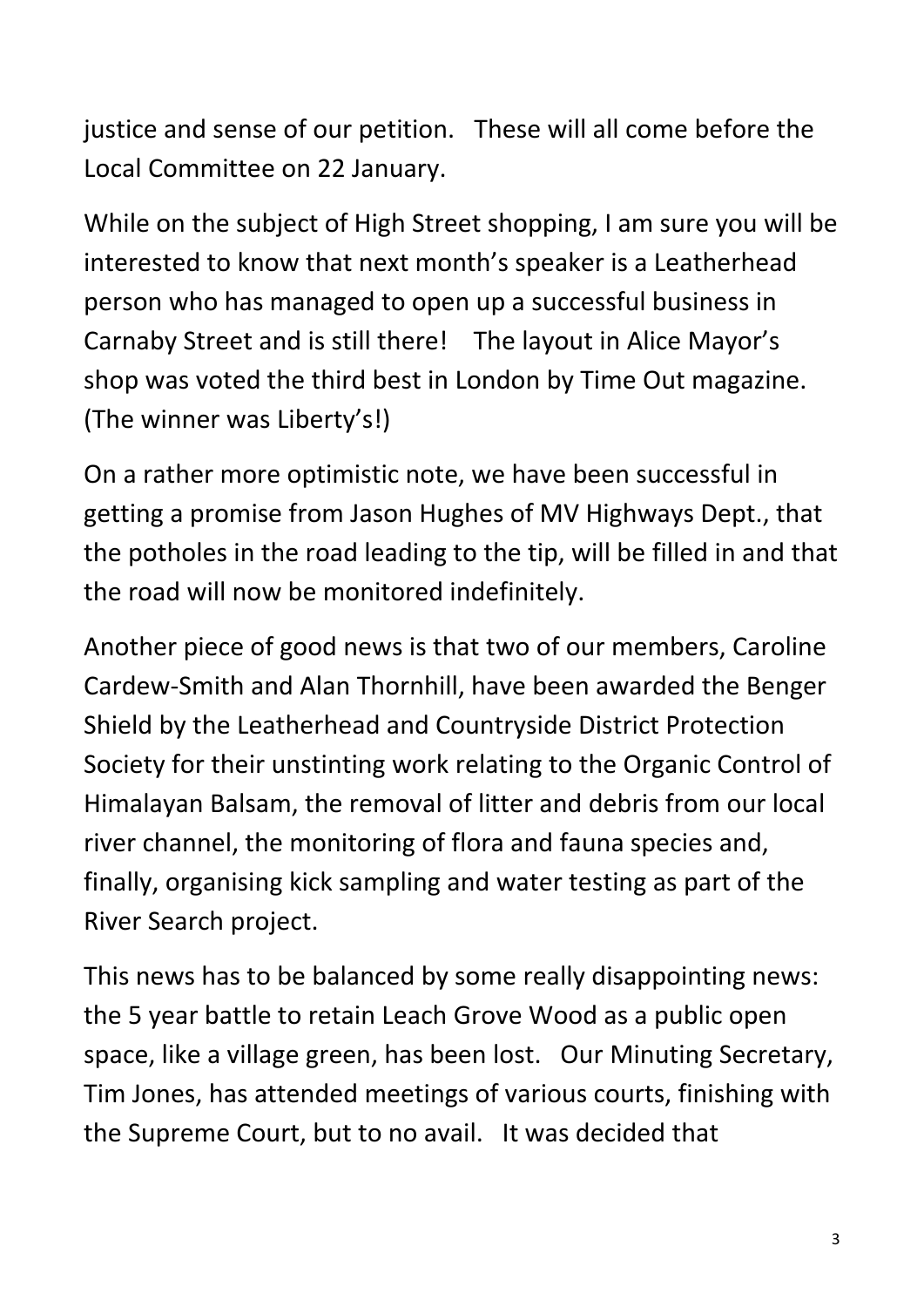justice and sense of our petition. These will all come before the Local Committee on 22 January.

While on the subject of High Street shopping, I am sure you will be interested to know that next month's speaker is a Leatherhead person who has managed to open up a successful business in Carnaby Street and is still there! The layout in Alice Mayor's shop was voted the third best in London by Time Out magazine. (The winner was Liberty's!)

On a rather more optimistic note, we have been successful in getting a promise from Jason Hughes of MV Highways Dept., that the potholes in the road leading to the tip, will be filled in and that the road will now be monitored indefinitely.

Another piece of good news is that two of our members, Caroline Cardew-Smith and Alan Thornhill, have been awarded the Benger Shield by the Leatherhead and Countryside District Protection Society for their unstinting work relating to the Organic Control of Himalayan Balsam, the removal of litter and debris from our local river channel, the monitoring of flora and fauna species and, finally, organising kick sampling and water testing as part of the River Search project.

This news has to be balanced by some really disappointing news: the 5 year battle to retain Leach Grove Wood as a public open space, like a village green, has been lost. Our Minuting Secretary, Tim Jones, has attended meetings of various courts, finishing with the Supreme Court, but to no avail. It was decided that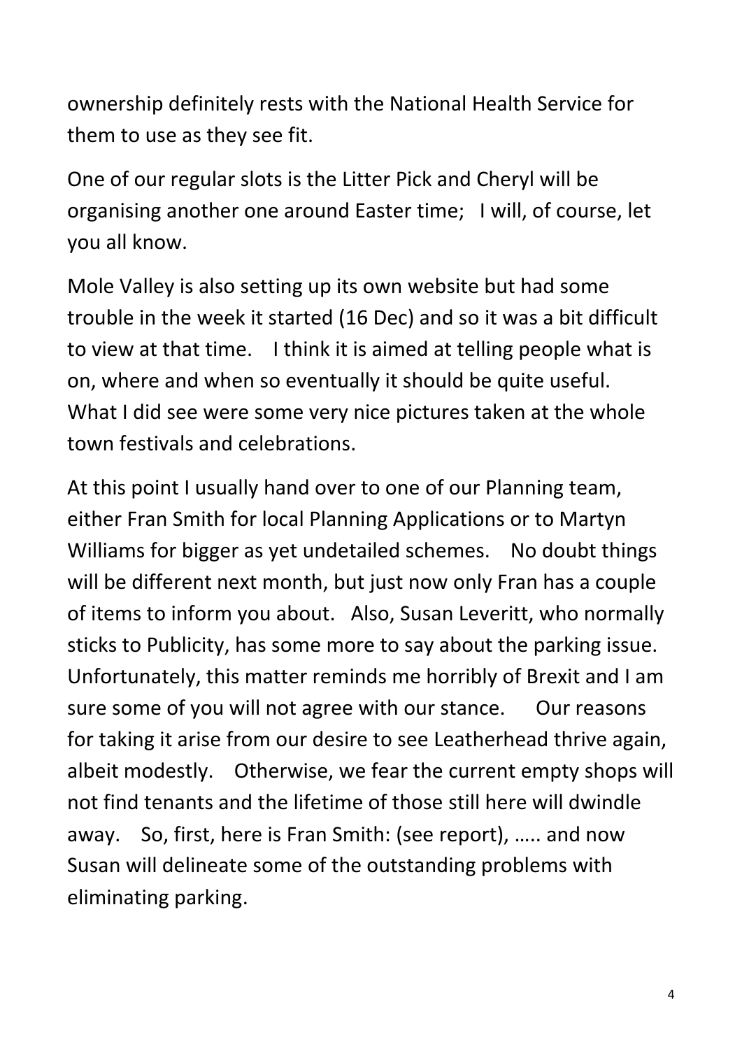ownership definitely rests with the National Health Service for them to use as they see fit.

One of our regular slots is the Litter Pick and Cheryl will be organising another one around Easter time; I will, of course, let you all know.

Mole Valley is also setting up its own website but had some trouble in the week it started (16 Dec) and so it was a bit difficult to view at that time. I think it is aimed at telling people what is on, where and when so eventually it should be quite useful. What I did see were some very nice pictures taken at the whole town festivals and celebrations.

At this point I usually hand over to one of our Planning team, either Fran Smith for local Planning Applications or to Martyn Williams for bigger as yet undetailed schemes. No doubt things will be different next month, but just now only Fran has a couple of items to inform you about. Also, Susan Leveritt, who normally sticks to Publicity, has some more to say about the parking issue. Unfortunately, this matter reminds me horribly of Brexit and I am sure some of you will not agree with our stance. Our reasons for taking it arise from our desire to see Leatherhead thrive again, albeit modestly. Otherwise, we fear the current empty shops will not find tenants and the lifetime of those still here will dwindle away. So, first, here is Fran Smith: (see report), ….. and now Susan will delineate some of the outstanding problems with eliminating parking.